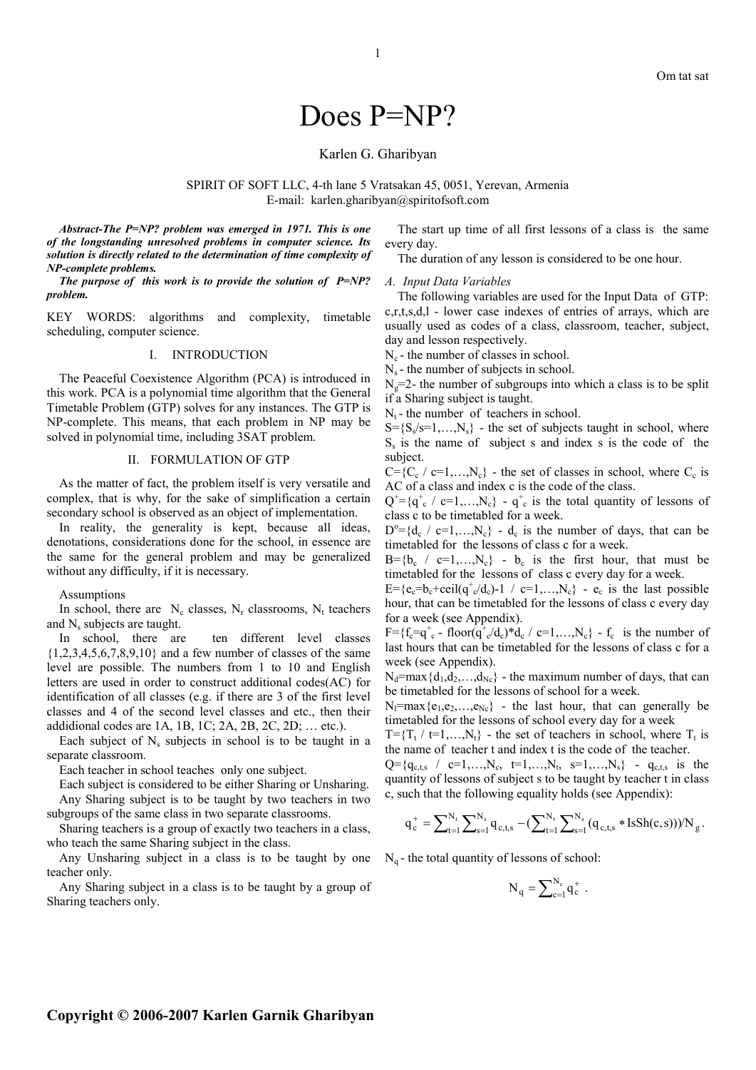Om tat sat

# Does P=NP?

Karlen G. Gharibyan

SPIRIT OF SOFT LLC, 4-th lane 5 Vratsakan 45, 0051, Yerevan, Armenia
E-mail: karlen.gharibyan@spiritofsoft.com

***Abstract-The P=NP? problem was emerged in 1971. This is one of the longstanding unresolved problems in computer science. Its solution is directly related to the determination of time complexity of NP-complete problems.***

***The purpose of this work is to provide the solution of P=NP? problem.***

KEY WORDS: algorithms and complexity, timetable scheduling, computer science.

## I. INTRODUCTION

The Peaceful Coexistence Algorithm (PCA) is introduced in this work. PCA is a polynomial time algorithm that the General Timetable Problem (GTP) solves for any instances. The GTP is NP-complete. This means, that each problem in NP may be solved in polynomial time, including 3SAT problem.

## II. FORMULATION OF GTP

As the matter of fact, the problem itself is very versatile and complex, that is why, for the sake of simplification a certain secondary school is observed as an object of implementation.

In reality, the generality is kept, because all ideas, denotations, considerations done for the school, in essence are the same for the general problem and may be generalized without any difficulty, if it is necessary.

Assumptions

In school, there are $N_c$ classes, $N_r$ classrooms, $N_t$ teachers and $N_s$ subjects are taught.

In school, there are ten different level classes {1,2,3,4,5,6,7,8,9,10} and a few number of classes of the same level are possible. The numbers from 1 to 10 and English letters are used in order to construct additional codes(AC) for identification of all classes (e.g. if there are 3 of the first level classes and 4 of the second level classes and etc., then their addidional codes are 1A, 1B, 1C; 2A, 2B, 2C, 2D; … etc.).

Each subject of $N_s$ subjects in school is to be taught in a separate classroom.

Each teacher in school teaches only one subject.

Each subject is considered to be either Sharing or Unsharing.

Any Sharing subject is to be taught by two teachers in two subgroups of the same class in two separate classrooms.

Sharing teachers is a group of exactly two teachers in a class, who teach the same Sharing subject in the class.

Any Unsharing subject in a class is to be taught by one teacher only.

Any Sharing subject in a class is to be taught by a group of Sharing teachers only.

The start up time of all first lessons of a class is the same every day.

The duration of any lesson is considered to be one hour.

### A. Input Data Variables

The following variables are used for the Input Data of GTP:

c,r,t,s,d,l - lower case indexes of entries of arrays, which are usually used as codes of a class, classroom, teacher, subject, day and lesson respectively.

$N_c$ - the number of classes in school.

$N_s$ - the number of subjects in school.

$N_g$=2- the number of subgroups into which a class is to be split if a Sharing subject is taught.

$N_t$ - the number of teachers in school.

$S=\{S_s/s=1,\ldots,N_s\}$ - the set of subjects taught in school, where $S_s$ is the name of subject s and index s is the code of the subject.

$C=\{C_c \,/\, c=1,\ldots,N_c\}$ - the set of classes in school, where $C_c$ is AC of a class and index c is the code of the class.

$Q^+=\{q^+_c \,/\, c=1,\ldots,N_c\}$ - $q^+_c$ is the total quantity of lessons of class c to be timetabled for a week.

$D^o=\{d_c \,/\, c=1,\ldots,N_c\}$ - $d_c$ is the number of days, that can be timetabled for the lessons of class c for a week.

$B=\{b_c \,/\, c=1,\ldots,N_c\}$ - $b_c$ is the first hour, that must be timetabled for the lessons of class c every day for a week.

$E=\{e_c=b_c+\text{ceil}(q^+_c/d_c)-1 \,/\, c=1,\ldots,N_c\}$ - $e_c$ is the last possible hour, that can be timetabled for the lessons of class c every day for a week (see Appendix).

$F=\{f_c=q^+_c - \text{floor}(q^+_c/d_c)*d_c \,/\, c=1,\ldots,N_c\}$ - $f_c$ is the number of last hours that can be timetabled for the lessons of class c for a week (see Appendix).

$N_d=\max\{d_1,d_2,\ldots,d_{N_c}\}$ - the maximum number of days, that can be timetabled for the lessons of school for a week.

$N_l=\max\{e_1,e_2,\ldots,e_{N_c}\}$ - the last hour, that can generally be timetabled for the lessons of school every day for a week

$T=\{T_t \,/\, t=1,\ldots,N_t\}$ - the set of teachers in school, where $T_t$ is the name of teacher t and index t is the code of the teacher.

$Q=\{q_{c,t,s} \,/\, c=1,\ldots,N_c,\ t=1,\ldots,N_t,\ s=1,\ldots,N_s\}$ - $q_{c,t,s}$ is the quantity of lessons of subject s to be taught by teacher t in class c, such that the following equality holds (see Appendix):

$$q^+_c = \sum_{t=1}^{N_t}\sum_{s=1}^{N_s} q_{c,t,s} - \left(\sum_{t=1}^{N_t}\sum_{s=1}^{N_s}(q_{c,t,s} * \text{IsSh}(c,s))\right)/N_g .$$

$N_q$ - the total quantity of lessons of school:

$$N_q = \sum_{c=1}^{N_c} q^+_c .$$

**Copyright © 2006-2007 Karlen Garnik Gharibyan**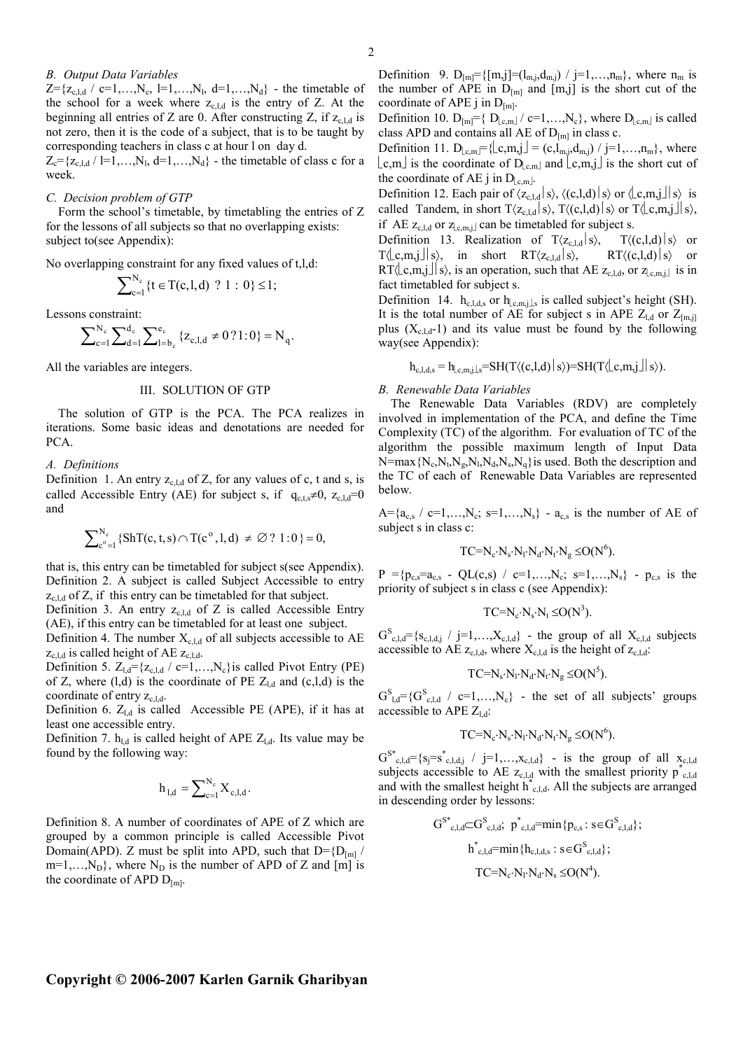### B. Output Data Variables

$Z=\{z_{c,l,d} \ / \ c=1,\ldots,N_c, \ l=1,\ldots,N_l, \ d=1,\ldots,N_d\}$ - the timetable of the school for a week where $z_{c,l,d}$ is the entry of Z. At the beginning all entries of Z are 0. After constructing Z, if $z_{c,l,d}$ is not zero, then it is the code of a subject, that is to be taught by corresponding teachers in class c at hour l on day d.

$Z_c=\{z_{c,l,d} \ / \ l=1,\ldots,N_l, \ d=1,\ldots,N_d\}$ - the timetable of class c for a week.

### C. Decision problem of GTP

Form the school's timetable, by timetabling the entries of Z for the lessons of all subjects so that no overlapping exists: subject to(see Appendix):

No overlapping constraint for any fixed values of t,l,d:

$$\sum_{c=1}^{N_c}\{t \in T(c,l,d) \ ? \ 1 : 0\} \le 1;$$

Lessons constraint:

$$\sum_{c=1}^{N_c}\sum_{d=1}^{d_c}\sum_{l=b_c}^{e_c}\{z_{c,l,d} \ne 0 \, ? \, 1 : 0\} = N_q.$$

All the variables are integers.

## III. SOLUTION OF GTP

The solution of GTP is the PCA. The PCA realizes in iterations. Some basic ideas and denotations are needed for PCA.

### A. Definitions

Definition 1. An entry $z_{c,l,d}$ of Z, for any values of c, t and s, is called Accessible Entry (AE) for subject s, if $q_{c,t,s}\neq0$, $z_{c,l,d}=0$ and

$$\sum_{c^o=1}^{N_c}\{ShT(c,t,s) \cap T(c^o,l,d) \ne \varnothing \ ? \ 1 : 0\} = 0,$$

that is, this entry can be timetabled for subject s(see Appendix).

Definition 2. A subject is called Subject Accessible to entry $z_{c,l,d}$ of Z, if this entry can be timetabled for that subject.

Definition 3. An entry $z_{c,l,d}$ of Z is called Accessible Entry (AE), if this entry can be timetabled for at least one subject.

Definition 4. The number $X_{c,l,d}$ of all subjects accessible to AE $z_{c,l,d}$ is called height of AE $z_{c,l,d}$.

Definition 5. $Z_{l,d}=\{z_{c,l,d} \ / \ c=1,\ldots,N_c\}$is called Pivot Entry (PE) of Z, where (l,d) is the coordinate of PE $Z_{l,d}$ and (c,l,d) is the coordinate of entry $z_{c,l,d}$.

Definition 6. $Z_{l,d}$ is called Accessible PE (APE), if it has at least one accessible entry.

Definition 7. $h_{l,d}$ is called height of APE $Z_{l,d}$. Its value may be found by the following way:

$$h_{l,d} = \sum_{c=1}^{N_c} X_{c,l,d}.$$

Definition 8. A number of coordinates of APE of Z which are grouped by a common principle is called Accessible Pivot Domain(APD). Z must be split into APD, such that $D=\{D_{[m]} \ / \ m=1,\ldots,N_D\}$, where $N_D$ is the number of APD of Z and [m] is the coordinate of APD $D_{[m]}$.

Definition 9. $D_{[m]}=\{[m,j]=(l_{m,j},d_{m,j}) \ / \ j=1,\ldots,n_m\}$, where $n_m$ is the number of APE in $D_{[m]}$ and [m,j] is the short cut of the coordinate of APE j in $D_{[m]}$.

Definition 10. $D_{[m]}=\{ D_{\lfloor c,m\rfloor} \ / \ c=1,\ldots,N_c\}$, where $D_{\lfloor c,m\rfloor}$ is called class APD and contains all AE of $D_{[m]}$ in class c.

Definition 11. $D_{\lfloor c,m\rfloor}=\{\lfloor c,m,j\rfloor = (c,l_{m,j},d_{m,j}) \ / \ j=1,\ldots,n_m\}$, where $\lfloor c,m\rfloor$ is the coordinate of $D_{\lfloor c,m\rfloor}$ and $\lfloor c,m,j\rfloor$ is the short cut of the coordinate of AE j in $D_{\lfloor c,m\rfloor}$.

Definition 12. Each pair of $\langle z_{c,l,d}|s\rangle$, $\langle(c,l,d)|s\rangle$ or $\langle\lfloor c,m,j\rfloor|s\rangle$ is called Tandem, in short $T\langle z_{c,l,d}|s\rangle$, $T\langle(c,l,d)|s\rangle$ or $T\langle\lfloor c,m,j\rfloor|s\rangle$, if AE $z_{c,l,d}$ or $z_{\lfloor c,m,j\rfloor}$ can be timetabled for subject s.

Definition 13. Realization of $T\langle z_{c,l,d}|s\rangle$, $T\langle(c,l,d)|s\rangle$ or $T\langle\lfloor c,m,j\rfloor|s\rangle$, in short $RT\langle z_{c,l,d}|s\rangle$, $RT\langle(c,l,d)|s\rangle$ or $RT\langle\lfloor c,m,j\rfloor|s\rangle$, is an operation, such that AE $z_{c,l,d}$, or $z_{\lfloor c,m,j\rfloor}$ is in fact timetabled for subject s.

Definition 14. $h_{c,l,d,s}$ or $h_{\lfloor c,m,j\rfloor,s}$ is called subject's height (SH). It is the total number of AE for subject s in APE $Z_{l,d}$ or $Z_{[m,j]}$ plus $(X_{c,l,d}-1)$ and its value must be found by the following way(see Appendix):

$$h_{c,l,d,s} = h_{\lfloor c,m,j\rfloor,s}=SH(T\langle(c,l,d)|s\rangle)=SH(T\langle\lfloor c,m,j\rfloor|s\rangle).$$

### B. Renewable Data Variables

The Renewable Data Variables (RDV) are completely involved in implementation of the PCA, and define the Time Complexity (TC) of the algorithm. For evaluation of TC of the algorithm the possible maximum length of Input Data $N=\max\{N_c,N_t,N_g,N_l,N_d,N_s,N_q\}$is used. Both the description and the TC of each of Renewable Data Variables are represented below.

$A=\{a_{c,s} \ / \ c=1,\ldots,N_c; \ s=1,\ldots,N_s\}$ - $a_{c,s}$ is the number of AE of subject s in class c:

$$TC=N_c\cdot N_s\cdot N_l\cdot N_d\cdot N_t\cdot N_g \le O(N^6).$$

$P=\{p_{c,s}=a_{c,s} - QL(c,s) \ / \ c=1,\ldots,N_c; \ s=1,\ldots,N_s\}$ - $p_{c,s}$ is the priority of subject s in class c (see Appendix):

$$TC=N_c\cdot N_s\cdot N_t \le O(N^3).$$

$G^S_{c,l,d}=\{s_{c,l,d,j} \ / \ j=1,\ldots,X_{c,l,d}\}$ - the group of all $X_{c,l,d}$ subjects accessible to AE $z_{c,l,d}$, where $X_{c,l,d}$ is the height of $z_{c,l,d}$:

$$TC=N_s\cdot N_l\cdot N_d\cdot N_t\cdot N_g \le O(N^5).$$

$G^S_{l,d}=\{G^S_{c,l,d} \ / \ c=1,\ldots,N_c\}$ - the set of all subjects' groups accessible to APE $Z_{l,d}$:

$$TC=N_c\cdot N_s\cdot N_l\cdot N_d\cdot N_t\cdot N_g \le O(N^6).$$

$G^{S^*}_{c,l,d}=\{s_j=s^*_{c,l,d,j} \ / \ j=1,\ldots,x_{c,l,d}\}$ - is the group of all $x_{c,l,d}$ subjects accessible to AE $z_{c,l,d}$ with the smallest priority $p^*_{c,l,d}$ and with the smallest height $h^*_{c,l,d}$. All the subjects are arranged in descending order by lessons:

$$G^{S^*}_{c,l,d}\subset G^S_{c,l,d}; \ p^*_{c,l,d}=\min\{p_{c,s} : s\in G^S_{c,l,d}\};$$

$$h^*_{c,l,d}=\min\{h_{c,l,d,s} : s\in G^S_{c,l,d}\};$$

$$TC=N_c\cdot N_l\cdot N_d\cdot N_s \le O(N^4).$$

**Copyright © 2006-2007 Karlen Garnik Gharibyan**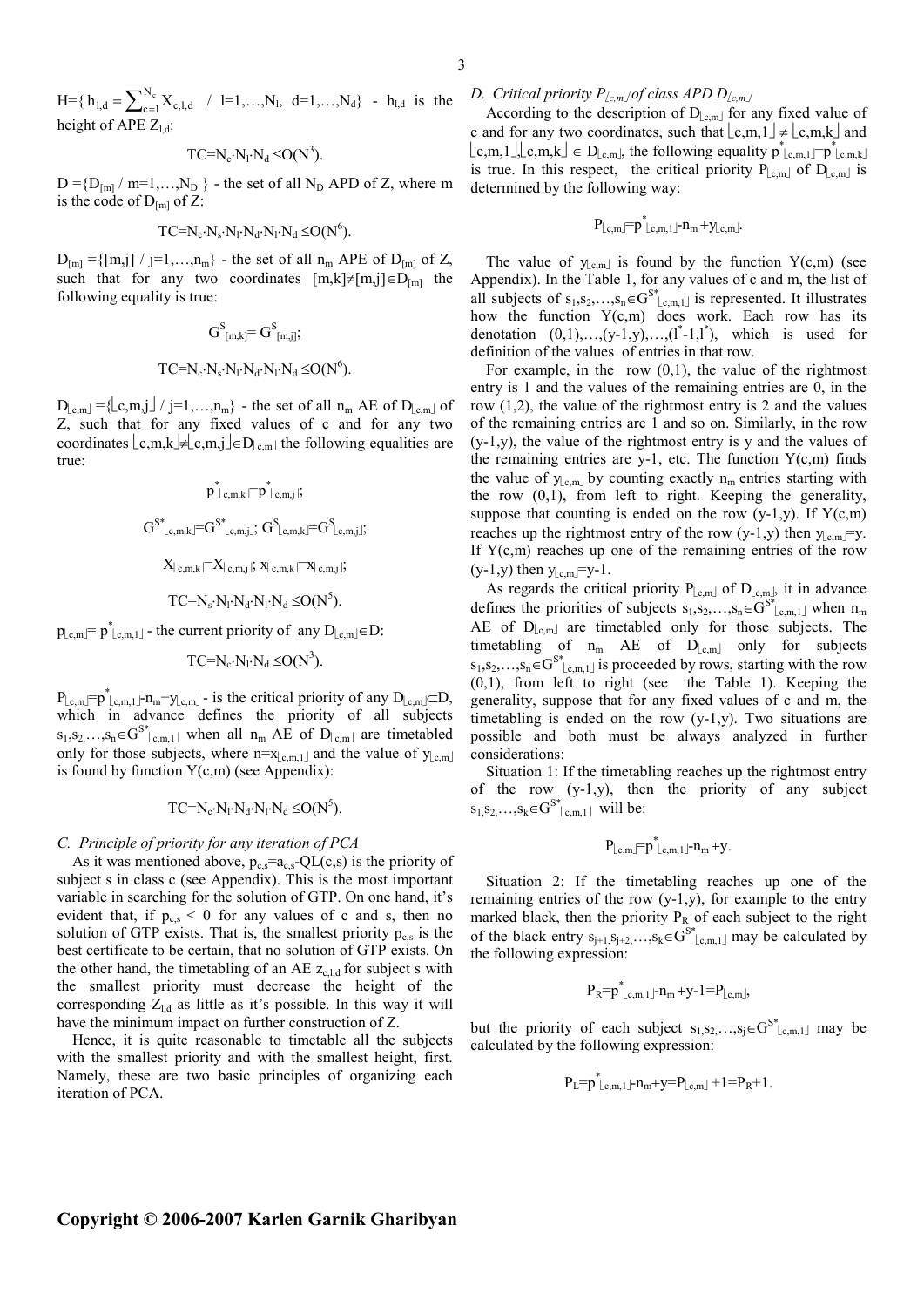$H=\{ h_{l,d} = \sum_{c=1}^{N_c} X_{c,l,d}$ / $l=1,\ldots,N_l,\ d=1,\ldots,N_d\}$ - $h_{l,d}$ is the height of APE $Z_{l,d}$:

$$TC=N_c \cdot N_l \cdot N_d \leq O(N^3).$$

$D =\{D_{[m]}$ / $m=1,\ldots,N_D$ } - the set of all $N_D$ APD of Z, where m is the code of $D_{[m]}$ of Z:

$$TC=N_c \cdot N_s \cdot N_l \cdot N_d \cdot N_l \cdot N_d \leq O(N^6).$$

$D_{[m]} =\{[m,j]$ / $j=1,\ldots,n_m\}$ - the set of all $n_m$ APE of $D_{[m]}$ of Z, such that for any two coordinates $[m,k]\neq[m,j]\in D_{[m]}$ the following equality is true:

$$G^S_{[m,k]}= G^S_{[m,j]};$$

$$TC=N_c \cdot N_s \cdot N_l \cdot N_d \cdot N_l \cdot N_d \leq O(N^6).$$

$D_{\lfloor c,m \rfloor} =\{\lfloor c,m,j \rfloor$ / $j=1,\ldots,n_m\}$ - the set of all $n_m$ AE of $D_{\lfloor c,m \rfloor}$ of Z, such that for any fixed values of c and for any two coordinates $\lfloor c,m,k \rfloor \neq \lfloor c,m,j \rfloor \in D_{\lfloor c,m \rfloor}$ the following equalities are true:

$$p^*_{\lfloor c,m,k \rfloor}=p^*_{\lfloor c,m,j \rfloor};$$

$$G^{S^*}_{\lfloor c,m,k \rfloor}=G^{S^*}_{\lfloor c,m,j \rfloor};\ G^S_{\lfloor c,m,k \rfloor}=G^S_{\lfloor c,m,j \rfloor};$$

$$X_{\lfloor c,m,k \rfloor}=X_{\lfloor c,m,j \rfloor};\ x_{\lfloor c,m,k \rfloor}=x_{\lfloor c,m,j \rfloor};$$

$$TC=N_s \cdot N_l \cdot N_d \cdot N_l \cdot N_d \leq O(N^5).$$

$p_{\lfloor c,m \rfloor}= p^*_{\lfloor c,m,1 \rfloor}$ - the current priority of any $D_{\lfloor c,m \rfloor}\in D$:

$$TC=N_c \cdot N_l \cdot N_d \leq O(N^3).$$

$P_{\lfloor c,m \rfloor}=p^*_{\lfloor c,m,1 \rfloor}-n_m+y_{\lfloor c,m \rfloor}$ - is the critical priority of any $D_{\lfloor c,m \rfloor}\subset D$, which in advance defines the priority of all subjects $s_1,s_2,\ldots,s_n\in G^{S^*}_{\lfloor c,m,1 \rfloor}$ when all $n_m$ AE of $D_{\lfloor c,m \rfloor}$ are timetabled only for those subjects, where $n=x_{\lfloor c,m,1 \rfloor}$ and the value of $y_{\lfloor c,m \rfloor}$ is found by function Y(c,m) (see Appendix):

$$TC=N_c \cdot N_l \cdot N_d \cdot N_l \cdot N_d \leq O(N^5).$$

### *C. Principle of priority for any iteration of PCA*

As it was mentioned above, $p_{c,s}=a_{c,s}$-QL(c,s) is the priority of subject s in class c (see Appendix). This is the most important variable in searching for the solution of GTP. On one hand, it's evident that, if $p_{c,s} < 0$ for any values of c and s, then no solution of GTP exists. That is, the smallest priority $p_{c,s}$ is the best certificate to be certain, that no solution of GTP exists. On the other hand, the timetabling of an AE $z_{c,l,d}$ for subject s with the smallest priority must decrease the height of the corresponding $Z_{l,d}$ as little as it's possible. In this way it will have the minimum impact on further construction of Z.

Hence, it is quite reasonable to timetable all the subjects with the smallest priority and with the smallest height, first. Namely, these are two basic principles of organizing each iteration of PCA.

### *D. Critical priority $P_{\lfloor c,m \rfloor}$ of class APD $D_{\lfloor c,m \rfloor}$*

According to the description of $D_{\lfloor c,m \rfloor}$ for any fixed value of c and for any two coordinates, such that $\lfloor c,m,1 \rfloor \neq \lfloor c,m,k \rfloor$ and $\lfloor c,m,1 \rfloor,\lfloor c,m,k \rfloor \in D_{\lfloor c,m \rfloor}$, the following equality $p^*_{\lfloor c,m,1 \rfloor}=p^*_{\lfloor c,m,k \rfloor}$ is true. In this respect, the critical priority $P_{\lfloor c,m \rfloor}$ of $D_{\lfloor c,m \rfloor}$ is determined by the following way:

$$P_{\lfloor c,m \rfloor}=p^*_{\lfloor c,m,1 \rfloor}-n_m+y_{\lfloor c,m \rfloor}.$$

The value of $y_{\lfloor c,m \rfloor}$ is found by the function Y(c,m) (see Appendix). In the Table 1, for any values of c and m, the list of all subjects of $s_1,s_2,\ldots,s_n\in G^{S^*}_{\lfloor c,m,1 \rfloor}$ is represented. It illustrates how the function Y(c,m) does work. Each row has its denotation $(0,1),\ldots,(y\text{-}1,y),\ldots,(l^*\text{-}1,l^*)$, which is used for definition of the values of entries in that row.

For example, in the row (0,1), the value of the rightmost entry is 1 and the values of the remaining entries are 0, in the row (1,2), the value of the rightmost entry is 2 and the values of the remaining entries are 1 and so on. Similarly, in the row (y-1,y), the value of the rightmost entry is y and the values of the remaining entries are y-1, etc. The function Y(c,m) finds the value of $y_{\lfloor c,m \rfloor}$ by counting exactly $n_m$ entries starting with the row (0,1), from left to right. Keeping the generality, suppose that counting is ended on the row (y-1,y). If Y(c,m) reaches up the rightmost entry of the row (y-1,y) then $y_{\lfloor c,m \rfloor}=y$. If Y(c,m) reaches up one of the remaining entries of the row (y-1,y) then $y_{\lfloor c,m \rfloor}=y-1$.

As regards the critical priority $P_{\lfloor c,m \rfloor}$ of $D_{\lfloor c,m \rfloor}$, it in advance defines the priorities of subjects $s_1,s_2,\ldots,s_n\in G^{S^*}_{\lfloor c,m,1 \rfloor}$ when $n_m$ AE of $D_{\lfloor c,m \rfloor}$ are timetabled only for those subjects. The timetabling of $n_m$ AE of $D_{\lfloor c,m \rfloor}$ only for subjects $s_1,s_2,\ldots,s_n\in G^{S^*}_{\lfloor c,m,1 \rfloor}$ is proceeded by rows, starting with the row (0,1), from left to right (see the Table 1). Keeping the generality, suppose that for any fixed values of c and m, the timetabling is ended on the row (y-1,y). Two situations are possible and both must be always analyzed in further considerations:

Situation 1: If the timetabling reaches up the rightmost entry of the row (y-1,y), then the priority of any subject $s_1,s_2,\ldots,s_k\in G^{S^*}_{\lfloor c,m,1 \rfloor}$ will be:

$$P_{\lfloor c,m \rfloor}=p^*_{\lfloor c,m,1 \rfloor}-n_m+y.$$

Situation 2: If the timetabling reaches up one of the remaining entries of the row (y-1,y), for example to the entry marked black, then the priority $P_R$ of each subject to the right of the black entry $s_{j+1},s_{j+2},\ldots,s_k\in G^{S^*}_{\lfloor c,m,1 \rfloor}$ may be calculated by the following expression:

$$P_R=p^*_{\lfloor c,m,1 \rfloor}-n_m+y-1=P_{\lfloor c,m \rfloor},$$

but the priority of each subject $s_1,s_2,\ldots,s_j\in G^{S^*}_{\lfloor c,m,1 \rfloor}$ may be calculated by the following expression:

$$P_L=p^*_{\lfloor c,m,1 \rfloor}-n_m+y=P_{\lfloor c,m \rfloor}+1=P_R+1.$$

**Copyright © 2006-2007 Karlen Garnik Gharibyan**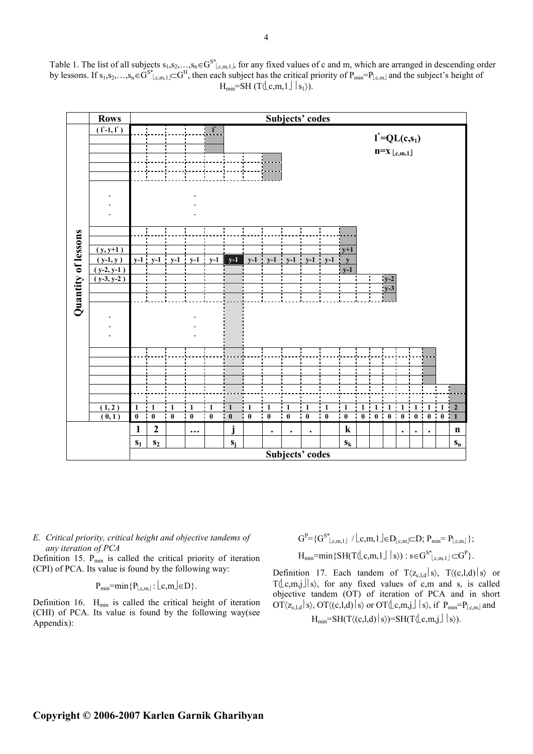Table 1. The list of all subjects $s_1,s_2,\ldots,s_n \in G^{S^*}_{\lfloor c,m,1 \rfloor}$, for any fixed values of c and m, which are arranged in descending order by lessons. If $s_1,s_2,\ldots,s_n \in G^{S^*}_{\lfloor c,m,1 \rfloor} \subset G^H$, then each subject has the critical priority of $P_{min}=P_{\lfloor c,m \rfloor}$ and the subject's height of $H_{min}=SH(T\langle \lfloor c,m,1 \rfloor | s_1 \rangle)$.

| Rows | Subjects' codes | | | | | | | | | | | | | | | | | | | |
|---|---|---|---|---|---|---|---|---|---|---|---|---|---|---|---|---|---|---|---|---|
| $(l^*-1, l^*)$ | | | | | $l^*$ | | | | | | | | | | | | | | | |
| | $l^*=QL(c,s_1)$ | | | | | | | | | | | | | | | | | | | |
| | $n=x_{\lfloor c,m,1 \rfloor}$ | | | | | | | | | | | | | | | | | | | |
| ⋮ | | | ⋮ | | | | | | | | | | | | | | | | | |
| $(y, y+1)$ | | | | | | | | | | | | y+1 | | | | | | | | |
| $(y-1, y)$ | y-1 | y-1 | y-1 | y-1 | y-1 | y-1 | y-1 | y-1 | y-1 | y-1 | y-1 | y | | | | | | | | |
| $(y-2, y-1)$ | | | | | | | | | | | | y-1 | | | | | | | | |
| $(y-3, y-2)$ | | | | | | | | | | | | | | | y-2 | | | | | |
| | | | | | | | | | | | | | | | y-3 | | | | | |
| ⋮ | | | ⋮ | | | | | | | | | | | | | | | | | |
| $(1, 2)$ | 1 | 1 | 1 | 1 | 1 | 1 | 1 | 1 | 1 | 1 | 1 | 1 | 1 | 1 | 1 | 1 | 1 | 1 | 1 | 2 |
| $(0, 1)$ | 0 | 0 | 0 | 0 | 0 | 0 | 0 | 0 | 0 | 0 | 0 | 0 | 0 | 0 | 0 | 0 | 0 | 0 | 0 | 1 |
| | 1 | 2 | | … | | j | | . | . | . | | k | | | | . | . | . | | n |
| | $s_1$ | $s_2$ | | | | $s_j$ | | | | | | $s_k$ | | | | | | | | $s_n$ |

(Rows axis: Quantity of lessons)

*E. Critical priority, critical height and objective tandems of any iteration of PCA*

Definition 15. $P_{min}$ is called the critical priority of iteration (CPI) of PCA. Its value is found by the following way:

$$P_{min}=\min\{P_{\lfloor c,m \rfloor} : \lfloor c,m \rfloor \in D\}.$$

Definition 16. $H_{min}$ is called the critical height of iteration (CHI) of PCA. Its value is found by the following way(see Appendix):

$$G^P=\{G^{S^*}_{\lfloor c,m,1 \rfloor} / \lfloor c,m,1 \rfloor \in D_{\lfloor c,m \rfloor} \subset D;\ P_{min}=P_{\lfloor c,m \rfloor}\};$$

$$H_{min}=\min\{SH(T\langle \lfloor c,m,1 \rfloor | s \rangle) : s \in G^{S^*}_{\lfloor c,m,1 \rfloor} \subset G^P\}.$$

Definition 17. Each tandem of $T\langle z_{c,l,d} | s \rangle$, $T\langle (c,l,d) | s \rangle$ or $T\langle \lfloor c,m,j \rfloor | s \rangle$, for any fixed values of c,m and s, is called objective tandem (OT) of iteration of PCA and in short $OT\langle z_{c,l,d} | s \rangle$, $OT\langle (c,l,d) | s \rangle$ or $OT\langle \lfloor c,m,j \rfloor | s \rangle$, if $P_{min}=P_{\lfloor c,m \rfloor}$ and

$$H_{min}=SH(T\langle (c,l,d) | s \rangle)=SH(T\langle \lfloor c,m,j \rfloor | s \rangle).$$

**Copyright © 2006-2007 Karlen Garnik Gharibyan**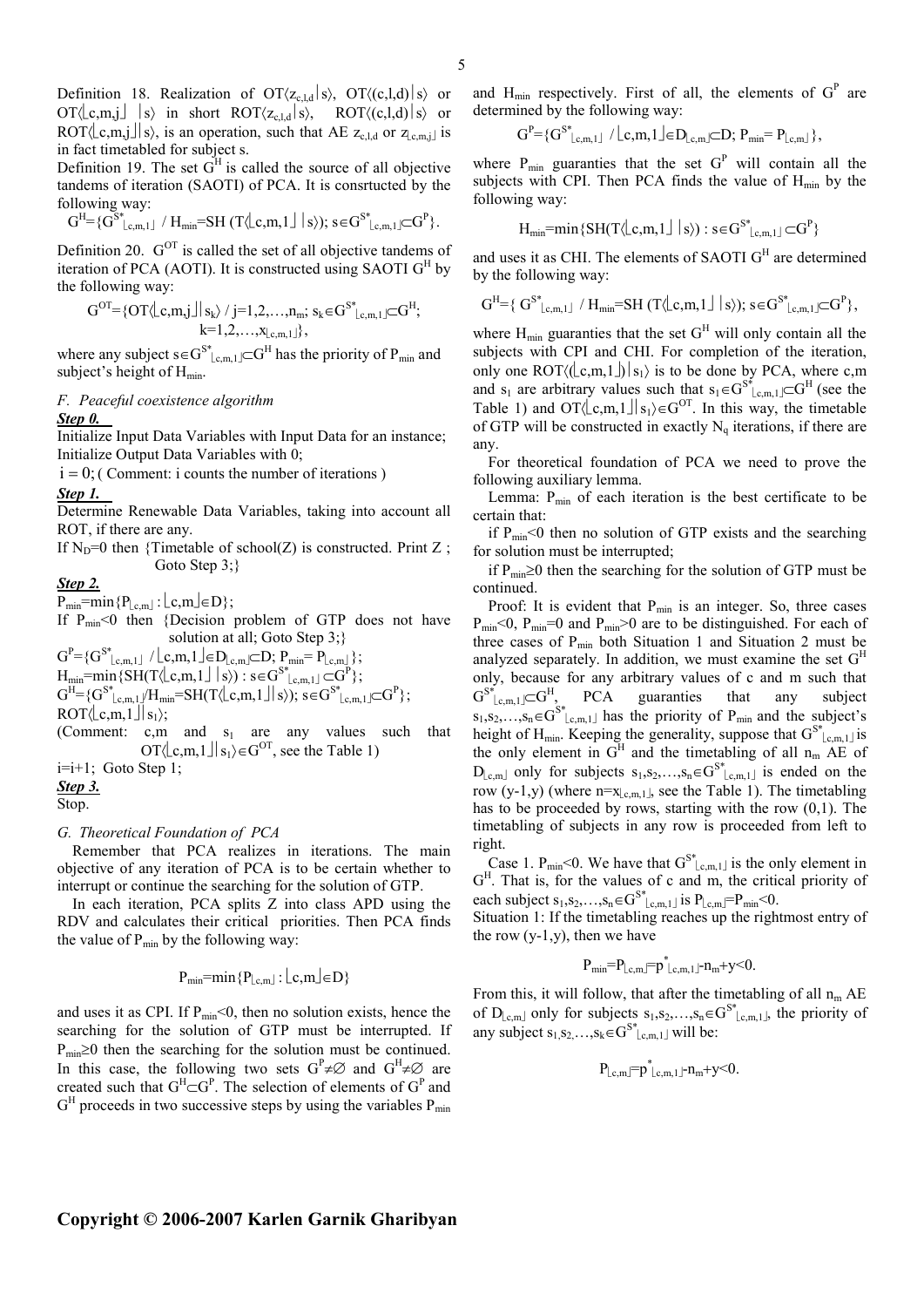Definition 18. Realization of $OT\langle z_{c,l,d}|s\rangle$, $OT\langle(c,l,d)|s\rangle$ or $OT\langle\lfloor c,m,j\rfloor|s\rangle$ in short $ROT\langle z_{c,l,d}|s\rangle$, $ROT\langle(c,l,d)|s\rangle$ or $ROT\langle\lfloor c,m,j\rfloor|s\rangle$, is an operation, such that AE $z_{c,l,d}$ or $z_{\lfloor c,m,j\rfloor}$ is in fact timetabled for subject s.

Definition 19. The set $G^H$ is called the source of all objective tandems of iteration (SAOTI) of PCA. It is consrtucted by the following way:

$$G^H=\{G^{S^*}{}_{\lfloor c,m,1\rfloor} \,/\, H_{min}=SH(T\langle\lfloor c,m,1\rfloor|s\rangle);\ s\in G^{S^*}{}_{\lfloor c,m,1\rfloor}\subset G^P\}.$$

Definition 20. $G^{OT}$ is called the set of all objective tandems of iteration of PCA (AOTI). It is constructed using SAOTI $G^H$ by the following way:

$$G^{OT}=\{OT\langle\lfloor c,m,j\rfloor|s_k\rangle \,/\, j=1,2,\ldots,n_m;\ s_k\in G^{S^*}{}_{\lfloor c,m,1\rfloor}\subset G^H;\ k=1,2,\ldots,x_{\lfloor c,m,1\rfloor}\},$$

where any subject $s\in G^{S^*}{}_{\lfloor c,m,1\rfloor}\subset G^H$ has the priority of $P_{min}$ and subject's height of $H_{min}$.

### F. Peaceful coexistence algorithm

***Step 0.***

Initialize Input Data Variables with Input Data for an instance;
Initialize Output Data Variables with 0;
$i=0$; ( Comment: i counts the number of iterations )

***Step 1.***

Determine Renewable Data Variables, taking into account all ROT, if there are any.
If $N_D=0$ then {Timetable of school(Z) is constructed. Print Z ; Goto Step 3;}

***Step 2.***

$P_{min}=\min\{P_{\lfloor c,m\rfloor} : \lfloor c,m\rfloor\in D\}$;
If $P_{min}<0$ then {Decision problem of GTP does not have solution at all; Goto Step 3;}
$G^P=\{G^{S^*}{}_{\lfloor c,m,1\rfloor} \,/\, \lfloor c,m,1\rfloor\in D_{\lfloor c,m\rfloor}\subset D;\ P_{min}=P_{\lfloor c,m\rfloor}\}$;
$H_{min}=\min\{SH(T\langle\lfloor c,m,1\rfloor|s\rangle) : s\in G^{S^*}{}_{\lfloor c,m,1\rfloor}\subset G^P\}$;
$G^H=\{G^{S^*}{}_{\lfloor c,m,1\rfloor}/H_{min}=SH(T\langle\lfloor c,m,1\rfloor|s\rangle);\ s\in G^{S^*}{}_{\lfloor c,m,1\rfloor}\subset G^P\}$;
$ROT\langle\lfloor c,m,1\rfloor|s_1\rangle$;
(Comment: c,m and $s_1$ are any values such that $OT\langle\lfloor c,m,1\rfloor|s_1\rangle\in G^{OT}$, see the Table 1)
$i=i+1$; Goto Step 1;

***Step 3.***

Stop.

### G. Theoretical Foundation of PCA

Remember that PCA realizes in iterations. The main objective of any iteration of PCA is to be certain whether to interrupt or continue the searching for the solution of GTP.

In each iteration, PCA splits Z into class APD using the RDV and calculates their critical priorities. Then PCA finds the value of $P_{min}$ by the following way:

$$P_{min}=\min\{P_{\lfloor c,m\rfloor} : \lfloor c,m\rfloor\in D\}$$

and uses it as CPI. If $P_{min}<0$, then no solution exists, hence the searching for the solution of GTP must be interrupted. If $P_{min}\geq 0$ then the searching for the solution must be continued. In this case, the following two sets $G^P\neq\varnothing$ and $G^H\neq\varnothing$ are created such that $G^H\subset G^P$. The selection of elements of $G^P$ and $G^H$ proceeds in two successive steps by using the variables $P_{min}$ and $H_{min}$ respectively. First of all, the elements of $G^P$ are determined by the following way:

$$G^P=\{G^{S^*}{}_{\lfloor c,m,1\rfloor} \,/\, \lfloor c,m,1\rfloor\in D_{\lfloor c,m\rfloor}\subset D;\ P_{min}=P_{\lfloor c,m\rfloor}\},$$

where $P_{min}$ guaranties that the set $G^P$ will contain all the subjects with CPI. Then PCA finds the value of $H_{min}$ by the following way:

$$H_{min}=\min\{SH(T\langle\lfloor c,m,1\rfloor|s\rangle) : s\in G^{S^*}{}_{\lfloor c,m,1\rfloor}\subset G^P\}$$

and uses it as CHI. The elements of SAOTI $G^H$ are determined by the following way:

$$G^H=\{G^{S^*}{}_{\lfloor c,m,1\rfloor} \,/\, H_{min}=SH(T\langle\lfloor c,m,1\rfloor|s\rangle);\ s\in G^{S^*}{}_{\lfloor c,m,1\rfloor}\subset G^P\},$$

where $H_{min}$ guaranties that the set $G^H$ will only contain all the subjects with CPI and CHI. For completion of the iteration, only one $ROT\langle(\lfloor c,m,1\rfloor)|s_1\rangle$ is to be done by PCA, where c,m and $s_1$ are arbitrary values such that $s_1\in G^{S^*}{}_{\lfloor c,m,1\rfloor}\subset G^H$ (see the Table 1) and $OT\langle\lfloor c,m,1\rfloor|s_1\rangle\in G^{OT}$. In this way, the timetable of GTP will be constructed in exactly $N_q$ iterations, if there are any.

For theoretical foundation of PCA we need to prove the following auxiliary lemma.

Lemma: $P_{min}$ of each iteration is the best certificate to be certain that:

if $P_{min}<0$ then no solution of GTP exists and the searching for solution must be interrupted;

if $P_{min}\geq 0$ then the searching for the solution of GTP must be continued.

Proof: It is evident that $P_{min}$ is an integer. So, three cases $P_{min}<0$, $P_{min}=0$ and $P_{min}>0$ are to be distinguished. For each of three cases of $P_{min}$ both Situation 1 and Situation 2 must be analyzed separately. In addition, we must examine the set $G^H$ only, because for any arbitrary values of c and m such that $G^{S^*}{}_{\lfloor c,m,1\rfloor}\subset G^H$, PCA guaranties that any subject $s_1,s_2,\ldots,s_n\in G^{S^*}{}_{\lfloor c,m,1\rfloor}$ has the priority of $P_{min}$ and the subject's height of $H_{min}$. Keeping the generality, suppose that $G^{S^*}{}_{\lfloor c,m,1\rfloor}$ is the only element in $G^H$ and the timetabling of all $n_m$ AE of $D_{\lfloor c,m\rfloor}$ only for subjects $s_1,s_2,\ldots,s_n\in G^{S^*}{}_{\lfloor c,m,1\rfloor}$ is ended on the row (y-1,y) (where $n=x_{\lfloor c,m,1\rfloor}$, see the Table 1). The timetabling has to be proceeded by rows, starting with the row (0,1). The timetabling of subjects in any row is proceeded from left to right.

Case 1. $P_{min}<0$. We have that $G^{S^*}{}_{\lfloor c,m,1\rfloor}$ is the only element in $G^H$. That is, for the values of c and m, the critical priority of each subject $s_1,s_2,\ldots,s_n\in G^{S^*}{}_{\lfloor c,m,1\rfloor}$ is $P_{\lfloor c,m\rfloor}=P_{min}<0$.

Situation 1: If the timetabling reaches up the rightmost entry of the row (y-1,y), then we have

$$P_{min}=P_{\lfloor c,m\rfloor}=p^*_{\lfloor c,m,1\rfloor}-n_m+y<0.$$

From this, it will follow, that after the timetabling of all $n_m$ AE of $D_{\lfloor c,m\rfloor}$ only for subjects $s_1,s_2,\ldots,s_n\in G^{S^*}{}_{\lfloor c,m,1\rfloor}$, the priority of any subject $s_1,s_2,\ldots,s_k\in G^{S^*}{}_{\lfloor c,m,1\rfloor}$ will be:

$$P_{\lfloor c,m\rfloor}=p^*_{\lfloor c,m,1\rfloor}-n_m+y<0.$$

**Copyright © 2006-2007 Karlen Garnik Gharibyan**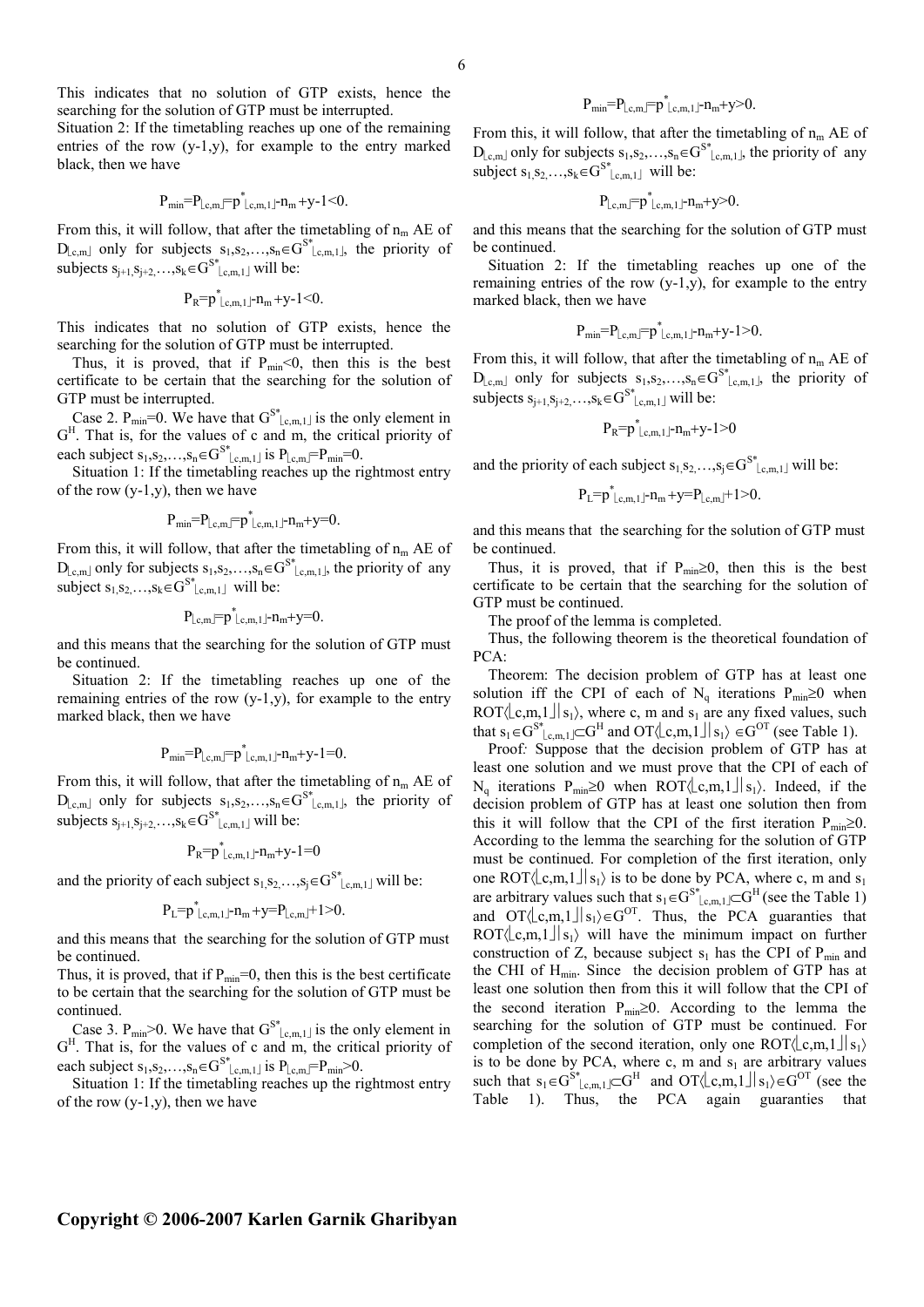This indicates that no solution of GTP exists, hence the searching for the solution of GTP must be interrupted.

Situation 2: If the timetabling reaches up one of the remaining entries of the row (y-1,y), for example to the entry marked black, then we have

$$P_{min}=P_{\lfloor c,m \rfloor}=p^*_{\lfloor c,m,1 \rfloor}-n_m+y-1<0.$$

From this, it will follow, that after the timetabling of $n_m$ AE of $D_{\lfloor c,m \rfloor}$ only for subjects $s_1,s_2,\ldots,s_n \in G^{S^*}_{\lfloor c,m,1 \rfloor}$, the priority of subjects $s_{j+1},s_{j+2},\ldots,s_k \in G^{S^*}_{\lfloor c,m,1 \rfloor}$ will be:

$$P_R=p^*_{\lfloor c,m,1 \rfloor}-n_m+y-1<0.$$

This indicates that no solution of GTP exists, hence the searching for the solution of GTP must be interrupted.

Thus, it is proved, that if $P_{min}<0$, then this is the best certificate to be certain that the searching for the solution of GTP must be interrupted.

Case 2. $P_{min}=0$. We have that $G^{S^*}_{\lfloor c,m,1 \rfloor}$ is the only element in $G^H$. That is, for the values of c and m, the critical priority of each subject $s_1,s_2,\ldots,s_n \in G^{S^*}_{\lfloor c,m,1 \rfloor}$ is $P_{\lfloor c,m \rfloor}=P_{min}=0$.

Situation 1: If the timetabling reaches up the rightmost entry of the row (y-1,y), then we have

$$P_{min}=P_{\lfloor c,m \rfloor}=p^*_{\lfloor c,m,1 \rfloor}-n_m+y=0.$$

From this, it will follow, that after the timetabling of $n_m$ AE of $D_{\lfloor c,m \rfloor}$ only for subjects $s_1,s_2,\ldots,s_n \in G^{S^*}_{\lfloor c,m,1 \rfloor}$, the priority of any subject $s_1,s_2,\ldots,s_k \in G^{S^*}_{\lfloor c,m,1 \rfloor}$ will be:

$$P_{\lfloor c,m \rfloor}=p^*_{\lfloor c,m,1 \rfloor}-n_m+y=0.$$

and this means that the searching for the solution of GTP must be continued.

Situation 2: If the timetabling reaches up one of the remaining entries of the row (y-1,y), for example to the entry marked black, then we have

$$P_{min}=P_{\lfloor c,m \rfloor}=p^*_{\lfloor c,m,1 \rfloor}-n_m+y-1=0.$$

From this, it will follow, that after the timetabling of $n_m$ AE of $D_{\lfloor c,m \rfloor}$ only for subjects $s_1,s_2,\ldots,s_n \in G^{S^*}_{\lfloor c,m,1 \rfloor}$, the priority of subjects $s_{j+1},s_{j+2},\ldots,s_k \in G^{S^*}_{\lfloor c,m,1 \rfloor}$ will be:

$$P_R=p^*_{\lfloor c,m,1 \rfloor}-n_m+y-1=0$$

and the priority of each subject $s_1,s_2,\ldots,s_j \in G^{S^*}_{\lfloor c,m,1 \rfloor}$ will be:

$$P_L=p^*_{\lfloor c,m,1 \rfloor}-n_m+y=P_{\lfloor c,m \rfloor}+1>0.$$

and this means that the searching for the solution of GTP must be continued.

Thus, it is proved, that if $P_{min}=0$, then this is the best certificate to be certain that the searching for the solution of GTP must be continued.

Case 3. $P_{min}>0$. We have that $G^{S^*}_{\lfloor c,m,1 \rfloor}$ is the only element in $G^H$. That is, for the values of c and m, the critical priority of each subject $s_1,s_2,\ldots,s_n \in G^{S^*}_{\lfloor c,m,1 \rfloor}$ is $P_{\lfloor c,m \rfloor}=P_{min}>0$.

Situation 1: If the timetabling reaches up the rightmost entry of the row (y-1,y), then we have

$$P_{min}=P_{\lfloor c,m \rfloor}=p^*_{\lfloor c,m,1 \rfloor}-n_m+y>0.$$

From this, it will follow, that after the timetabling of $n_m$ AE of $D_{\lfloor c,m \rfloor}$ only for subjects $s_1,s_2,\ldots,s_n \in G^{S^*}_{\lfloor c,m,1 \rfloor}$, the priority of any subject $s_1,s_2,\ldots,s_k \in G^{S^*}_{\lfloor c,m,1 \rfloor}$ will be:

$$P_{\lfloor c,m \rfloor}=p^*_{\lfloor c,m,1 \rfloor}-n_m+y>0.$$

and this means that the searching for the solution of GTP must be continued.

Situation 2: If the timetabling reaches up one of the remaining entries of the row (y-1,y), for example to the entry marked black, then we have

$$P_{min}=P_{\lfloor c,m \rfloor}=p^*_{\lfloor c,m,1 \rfloor}-n_m+y-1>0.$$

From this, it will follow, that after the timetabling of $n_m$ AE of $D_{\lfloor c,m \rfloor}$ only for subjects $s_1,s_2,\ldots,s_n \in G^{S^*}_{\lfloor c,m,1 \rfloor}$, the priority of subjects $s_{j+1},s_{j+2},\ldots,s_k \in G^{S^*}_{\lfloor c,m,1 \rfloor}$ will be:

$$P_R=p^*_{\lfloor c,m,1 \rfloor}-n_m+y-1>0$$

and the priority of each subject $s_1,s_2,\ldots,s_j \in G^{S^*}_{\lfloor c,m,1 \rfloor}$ will be:

$$P_L=p^*_{\lfloor c,m,1 \rfloor}-n_m+y=P_{\lfloor c,m \rfloor}+1>0.$$

and this means that the searching for the solution of GTP must be continued.

Thus, it is proved, that if $P_{min}\geq 0$, then this is the best certificate to be certain that the searching for the solution of GTP must be continued.

The proof of the lemma is completed.

Thus, the following theorem is the theoretical foundation of PCA:

Theorem: The decision problem of GTP has at least one solution iff the CPI of each of $N_q$ iterations $P_{min}\geq 0$ when $ROT\langle \lfloor c,m,1 \rfloor | s_1 \rangle$, where c, m and $s_1$ are any fixed values, such that $s_1 \in G^{S^*}_{\lfloor c,m,1 \rfloor} \subset G^H$ and $OT\langle \lfloor c,m,1 \rfloor | s_1 \rangle \in G^{OT}$ (see Table 1).

Proof*:* Suppose that the decision problem of GTP has at least one solution and we must prove that the CPI of each of $N_q$ iterations $P_{min}\geq 0$ when $ROT\langle \lfloor c,m,1 \rfloor | s_1 \rangle$. Indeed, if the decision problem of GTP has at least one solution then from this it will follow that the CPI of the first iteration $P_{min}\geq 0$. According to the lemma the searching for the solution of GTP must be continued. For completion of the first iteration, only one $ROT\langle \lfloor c,m,1 \rfloor | s_1 \rangle$ is to be done by PCA, where c, m and $s_1$ are arbitrary values such that $s_1 \in G^{S^*}_{\lfloor c,m,1 \rfloor} \subset G^H$ (see the Table 1) and $OT\langle \lfloor c,m,1 \rfloor | s_1 \rangle \in G^{OT}$. Thus, the PCA guaranties that $ROT\langle \lfloor c,m,1 \rfloor | s_1 \rangle$ will have the minimum impact on further construction of Z, because subject $s_1$ has the CPI of $P_{min}$ and the CHI of $H_{min}$. Since the decision problem of GTP has at least one solution then from this it will follow that the CPI of the second iteration $P_{min}\geq 0$. According to the lemma the searching for the solution of GTP must be continued. For completion of the second iteration, only one $ROT\langle \lfloor c,m,1 \rfloor | s_1 \rangle$ is to be done by PCA, where c, m and $s_1$ are arbitrary values such that $s_1 \in G^{S^*}_{\lfloor c,m,1 \rfloor} \subset G^H$ and $OT\langle \lfloor c,m,1 \rfloor | s_1 \rangle \in G^{OT}$ (see the Table 1). Thus, the PCA again guaranties that

**Copyright © 2006-2007 Karlen Garnik Gharibyan**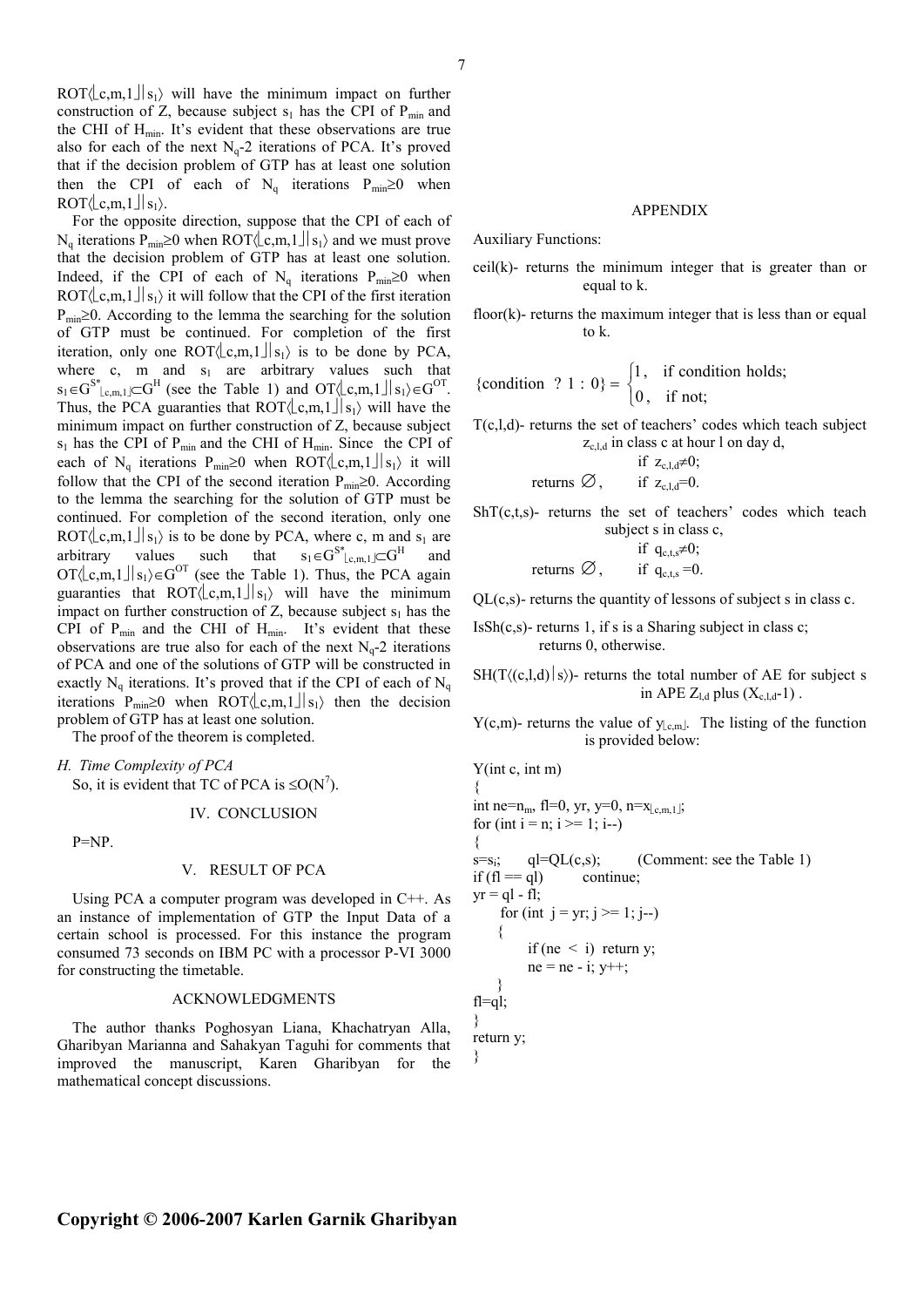$ROT\langle\lfloor c,m,1\rfloor|s_1\rangle$ will have the minimum impact on further construction of Z, because subject $s_1$ has the CPI of $P_{min}$ and the CHI of $H_{min}$. It's evident that these observations are true also for each of the next $N_q$-2 iterations of PCA. It's proved that if the decision problem of GTP has at least one solution then the CPI of each of $N_q$ iterations $P_{min}\geq 0$ when $ROT\langle\lfloor c,m,1\rfloor|s_1\rangle$.

For the opposite direction, suppose that the CPI of each of $N_q$ iterations $P_{min}\geq 0$ when $ROT\langle\lfloor c,m,1\rfloor|s_1\rangle$ and we must prove that the decision problem of GTP has at least one solution. Indeed, if the CPI of each of $N_q$ iterations $P_{min}\geq 0$ when $ROT\langle\lfloor c,m,1\rfloor|s_1\rangle$ it will follow that the CPI of the first iteration $P_{min}\geq 0$. According to the lemma the searching for the solution of GTP must be continued. For completion of the first iteration, only one $ROT\langle\lfloor c,m,1\rfloor|s_1\rangle$ is to be done by PCA, where c, m and $s_1$ are arbitrary values such that $s_1\in G^{S^*}{}_{\lfloor c,m,1\rfloor}\subset G^H$ (see the Table 1) and $OT\langle\lfloor c,m,1\rfloor|s_1\rangle\in G^{OT}$. Thus, the PCA guaranties that $ROT\langle\lfloor c,m,1\rfloor|s_1\rangle$ will have the minimum impact on further construction of Z, because subject $s_1$ has the CPI of $P_{min}$ and the CHI of $H_{min}$. Since the CPI of each of $N_q$ iterations $P_{min}\geq 0$ when $ROT\langle\lfloor c,m,1\rfloor|s_1\rangle$ it will follow that the CPI of the second iteration $P_{min}\geq 0$. According to the lemma the searching for the solution of GTP must be continued. For completion of the second iteration, only one $ROT\langle\lfloor c,m,1\rfloor|s_1\rangle$ is to be done by PCA, where c, m and $s_1$ are arbitrary values such that $s_1\in G^{S^*}{}_{\lfloor c,m,1\rfloor}\subset G^H$ and $OT\langle\lfloor c,m,1\rfloor|s_1\rangle\in G^{OT}$ (see the Table 1). Thus, the PCA again guaranties that $ROT\langle\lfloor c,m,1\rfloor|s_1\rangle$ will have the minimum impact on further construction of Z, because subject $s_1$ has the CPI of $P_{min}$ and the CHI of $H_{min}$. It's evident that these observations are true also for each of the next $N_q$-2 iterations of PCA and one of the solutions of GTP will be constructed in exactly $N_q$ iterations. It's proved that if the CPI of each of $N_q$ iterations $P_{min}\geq 0$ when $ROT\langle\lfloor c,m,1\rfloor|s_1\rangle$ then the decision problem of GTP has at least one solution.

The proof of the theorem is completed.

### *H. Time Complexity of PCA*

So, it is evident that TC of PCA is $\leq O(N^7)$.

## IV. CONCLUSION

P=NP.

## V. RESULT OF PCA

Using PCA a computer program was developed in C++. As an instance of implementation of GTP the Input Data of a certain school is processed. For this instance the program consumed 73 seconds on IBM PC with a processor P-VI 3000 for constructing the timetable.

## ACKNOWLEDGMENTS

The author thanks Poghosyan Liana, Khachatryan Alla, Gharibyan Marianna and Sahakyan Taguhi for comments that improved the manuscript, Karen Gharibyan for the mathematical concept discussions.

## APPENDIX

Auxiliary Functions:

ceil(k)- returns the minimum integer that is greater than or equal to k.

floor(k)- returns the maximum integer that is less than or equal to k.

$$\{\text{condition } ? \ 1 : 0\} = \begin{cases} 1, & \text{if condition holds;} \\ 0, & \text{if not;} \end{cases}$$

T(c,l,d)- returns the set of teachers' codes which teach subject $z_{c,l,d}$ in class c at hour l on day d, if $z_{c,l,d}\neq 0$;
returns $\varnothing$, if $z_{c,l,d}=0$.

ShT(c,t,s)- returns the set of teachers' codes which teach subject s in class c, if $q_{c,t,s}\neq 0$;
returns $\varnothing$, if $q_{c,t,s}=0$.

QL(c,s)- returns the quantity of lessons of subject s in class c.

IsSh(c,s)- returns 1, if s is a Sharing subject in class c; returns 0, otherwise.

$SH(T\langle(c,l,d)|s\rangle)$- returns the total number of AE for subject s in APE $Z_{l,d}$ plus $(X_{c,l,d}-1)$ .

Y(c,m)- returns the value of $y_{\lfloor c,m\rfloor}$. The listing of the function is provided below:

```
Y(int c, int m)
{
int ne=n_m, fl=0, yr, y=0, n=x⌊c,m,1⌋;
for (int i = n; i >= 1; i--)
{
s=s_i;     ql=QL(c,s);       (Comment: see the Table 1)
if (fl == ql)       continue;
yr = ql - fl;
    for (int  j = yr; j >= 1; j--)
    {
        if (ne  <  i)  return y;
        ne = ne - i; y++;
    }
fl=ql;
}
return y;
}
```

**Copyright © 2006-2007 Karlen Garnik Gharibyan**